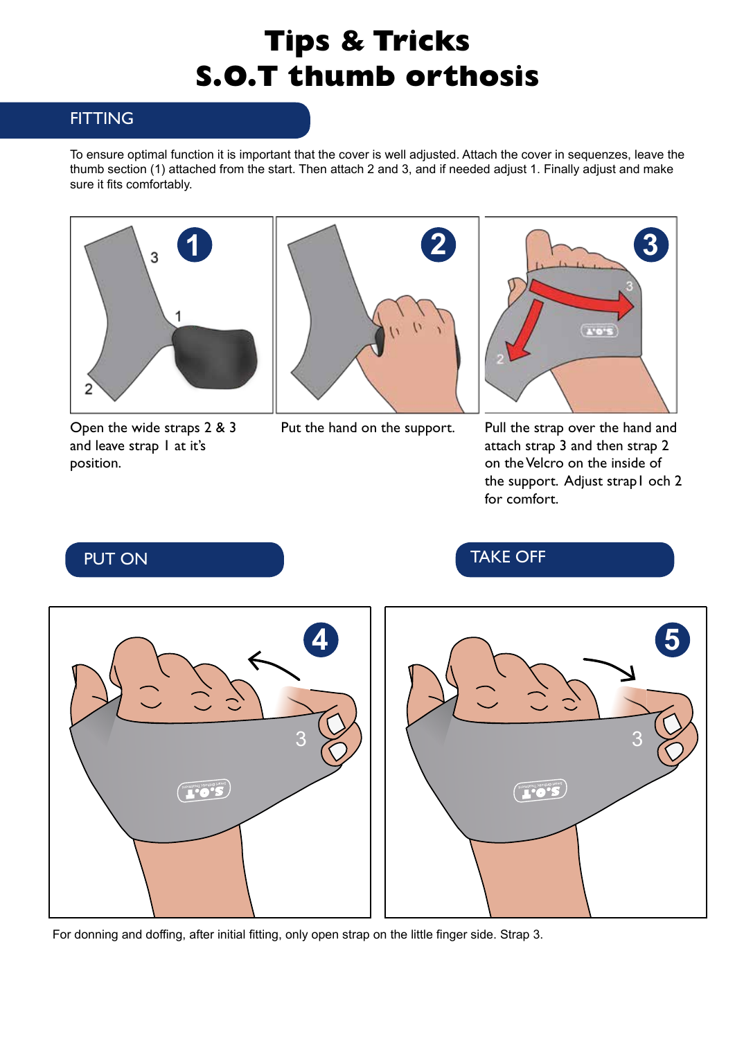# Tips & Tricks
# S.O.T thumb orthosis

## FITTING

To ensure optimal function it is important that the cover is well adjusted. Attach the cover in sequenzes, leave the thumb section (1) attached from the start. Then attach 2 and 3, and if needed adjust 1. Finally adjust and make sure it fits comfortably.

1. Open the wide straps 2 & 3 and leave strap 1 at it's position.
2. Put the hand on the support.
3. Pull the strap over the hand and attach strap 3 and then strap 2 on the Velcro on the inside of the support. Adjust strap1 och 2 for comfort.

## PUT ON

4

## TAKE OFF

5

For donning and doffing, after initial fitting, only open strap on the little finger side. Strap 3.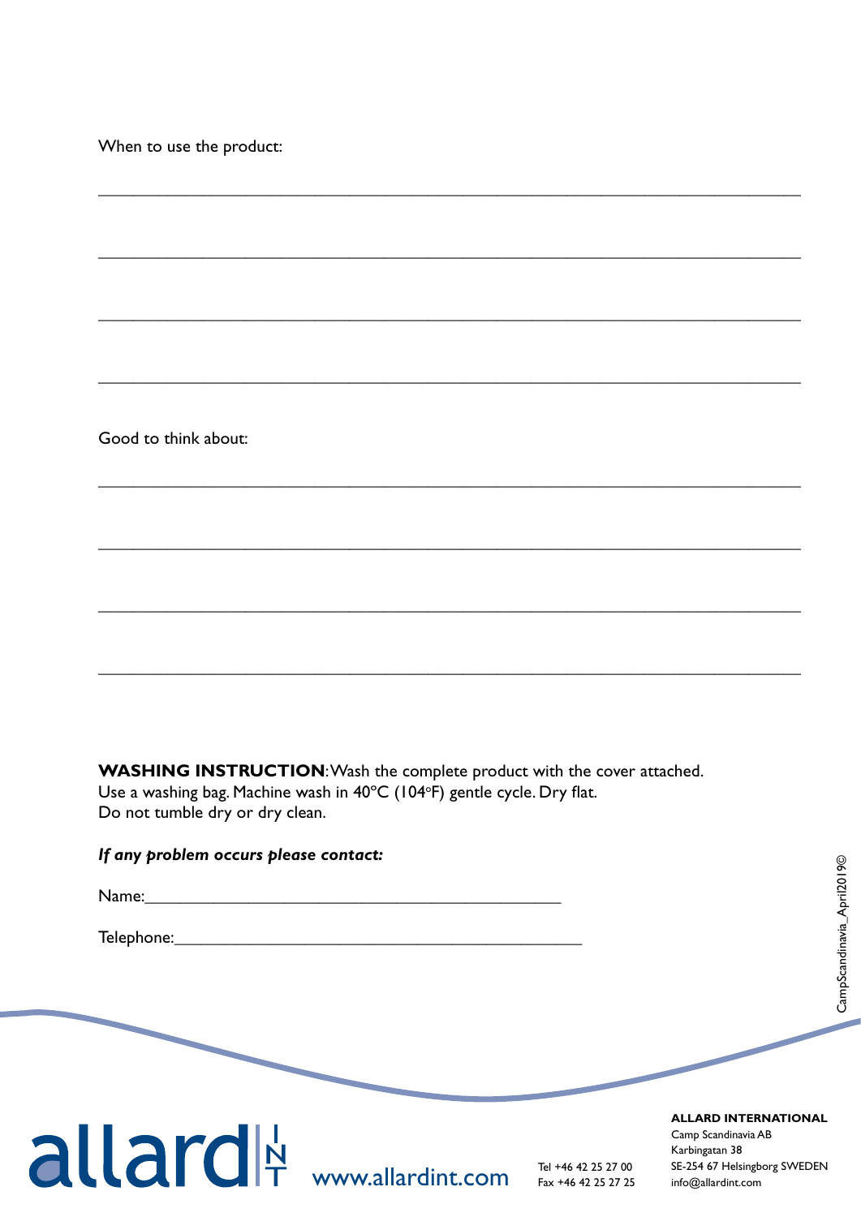When to use the product:

\_\_\_\_\_\_\_\_\_\_\_\_\_\_\_\_\_\_\_\_\_\_\_\_\_\_\_\_\_\_\_\_\_\_\_\_\_\_\_\_\_\_\_\_\_\_\_\_\_\_\_\_\_\_\_\_\_\_\_\_\_\_\_\_\_\_\_\_\_\_

\_\_\_\_\_\_\_\_\_\_\_\_\_\_\_\_\_\_\_\_\_\_\_\_\_\_\_\_\_\_\_\_\_\_\_\_\_\_\_\_\_\_\_\_\_\_\_\_\_\_\_\_\_\_\_\_\_\_\_\_\_\_\_\_\_\_\_\_\_\_

\_\_\_\_\_\_\_\_\_\_\_\_\_\_\_\_\_\_\_\_\_\_\_\_\_\_\_\_\_\_\_\_\_\_\_\_\_\_\_\_\_\_\_\_\_\_\_\_\_\_\_\_\_\_\_\_\_\_\_\_\_\_\_\_\_\_\_\_\_\_

\_\_\_\_\_\_\_\_\_\_\_\_\_\_\_\_\_\_\_\_\_\_\_\_\_\_\_\_\_\_\_\_\_\_\_\_\_\_\_\_\_\_\_\_\_\_\_\_\_\_\_\_\_\_\_\_\_\_\_\_\_\_\_\_\_\_\_\_\_\_

Good to think about:

\_\_\_\_\_\_\_\_\_\_\_\_\_\_\_\_\_\_\_\_\_\_\_\_\_\_\_\_\_\_\_\_\_\_\_\_\_\_\_\_\_\_\_\_\_\_\_\_\_\_\_\_\_\_\_\_\_\_\_\_\_\_\_\_\_\_\_\_\_\_

\_\_\_\_\_\_\_\_\_\_\_\_\_\_\_\_\_\_\_\_\_\_\_\_\_\_\_\_\_\_\_\_\_\_\_\_\_\_\_\_\_\_\_\_\_\_\_\_\_\_\_\_\_\_\_\_\_\_\_\_\_\_\_\_\_\_\_\_\_\_

\_\_\_\_\_\_\_\_\_\_\_\_\_\_\_\_\_\_\_\_\_\_\_\_\_\_\_\_\_\_\_\_\_\_\_\_\_\_\_\_\_\_\_\_\_\_\_\_\_\_\_\_\_\_\_\_\_\_\_\_\_\_\_\_\_\_\_\_\_\_

\_\_\_\_\_\_\_\_\_\_\_\_\_\_\_\_\_\_\_\_\_\_\_\_\_\_\_\_\_\_\_\_\_\_\_\_\_\_\_\_\_\_\_\_\_\_\_\_\_\_\_\_\_\_\_\_\_\_\_\_\_\_\_\_\_\_\_\_\_\_

**WASHING INSTRUCTION**: Wash the complete product with the cover attached.
Use a washing bag. Machine wash in 40ºC (104ºF) gentle cycle. Dry flat.
Do not tumble dry or dry clean.

***If any problem occurs please contact:***

Name:\_\_\_\_\_\_\_\_\_\_\_\_\_\_\_\_\_\_\_\_\_\_\_\_\_\_\_\_\_\_\_\_\_\_\_\_\_\_\_\_\_\_\_\_

Telephone:\_\_\_\_\_\_\_\_\_\_\_\_\_\_\_\_\_\_\_\_\_\_\_\_\_\_\_\_\_\_\_\_\_\_\_\_\_\_\_\_\_\_\_\_

CampScandinavia_April2019©

allard INT www.allardint.com

Tel +46 42 25 27 00
Fax +46 42 25 27 25

**ALLARD INTERNATIONAL**
Camp Scandinavia AB
Karbingatan 38
SE-254 67 Helsingborg SWEDEN
info@allardint.com